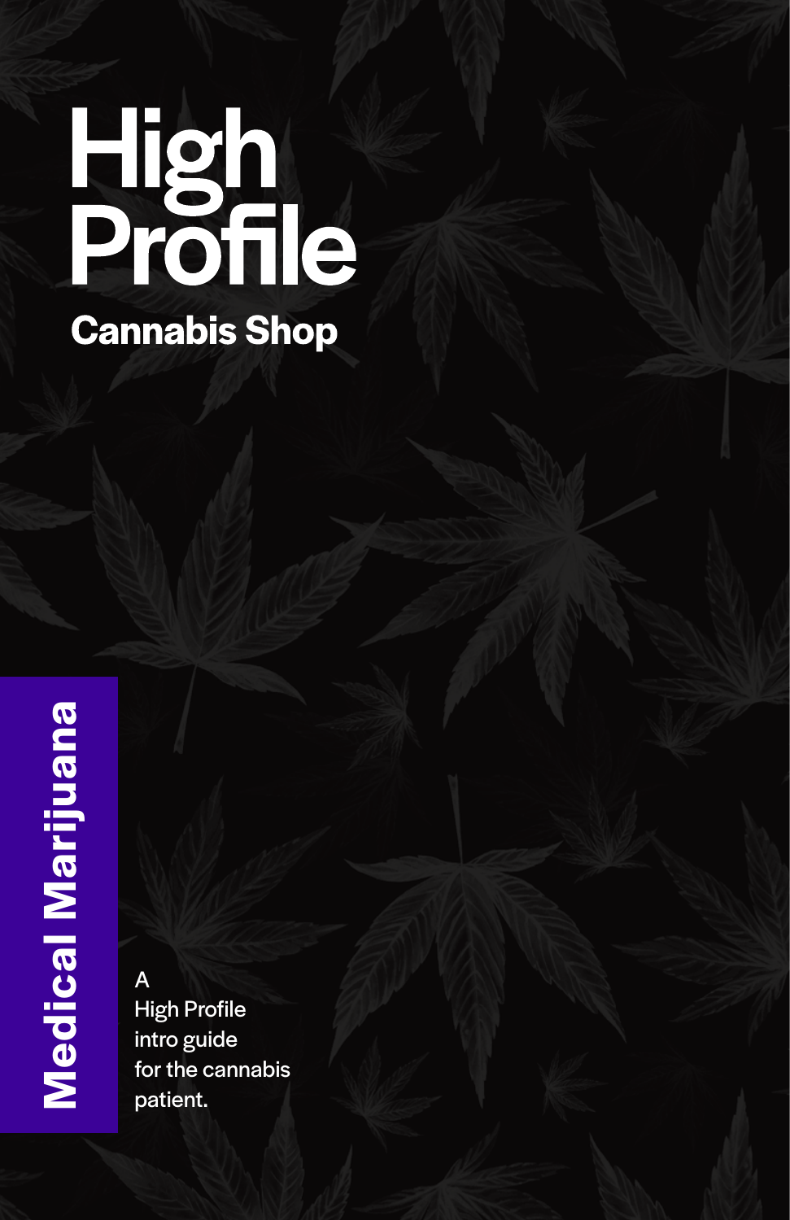# High Profile

## Cannabis Shop

**Medical Marijuana**

A
High Profile
intro guide
for the cannabis
patient.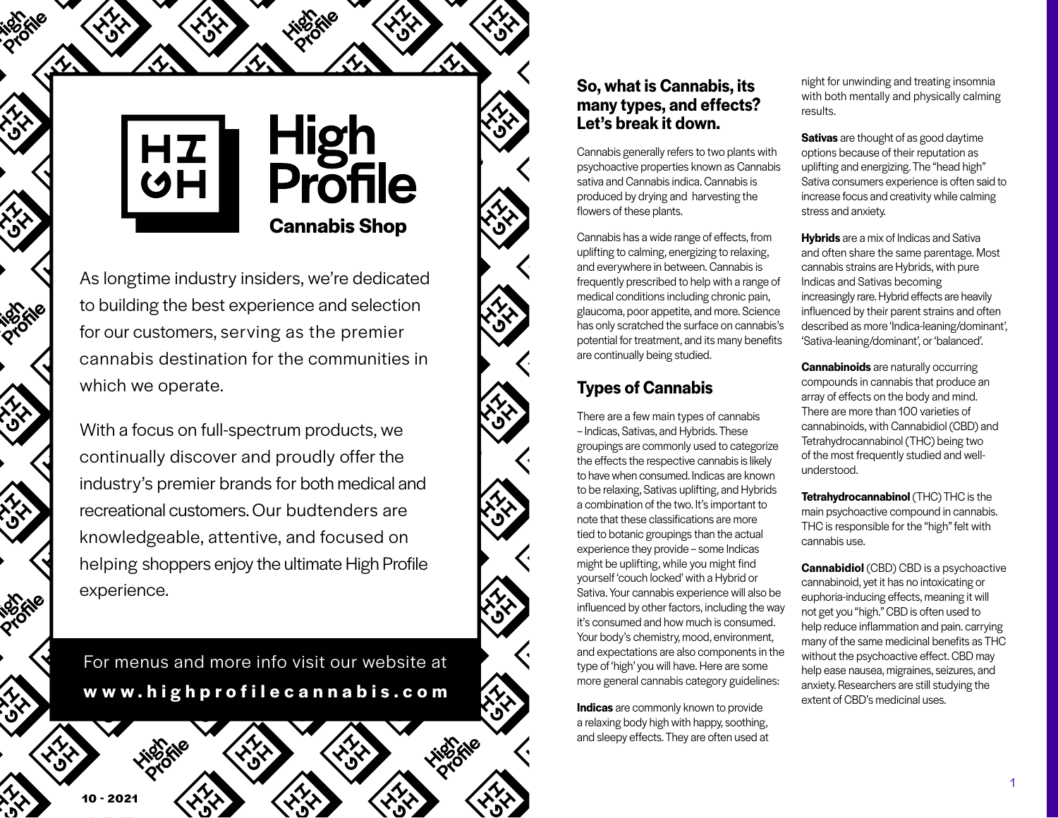# High Profile

## Cannabis Shop

As longtime industry insiders, we're dedicated to building the best experience and selection for our customers, serving as the premier cannabis destination for the communities in which we operate.

With a focus on full-spectrum products, we continually discover and proudly offer the industry's premier brands for both medical and recreational customers. Our budtenders are knowledgeable, attentive, and focused on helping shoppers enjoy the ultimate High Profile experience.

For menus and more info visit our website at **www.highprofilecannabis.com**

10 - 2021

## So, what is Cannabis, its many types, and effects? Let's break it down.

Cannabis generally refers to two plants with psychoactive properties known as Cannabis sativa and Cannabis indica. Cannabis is produced by drying and harvesting the flowers of these plants.

Cannabis has a wide range of effects, from uplifting to calming, energizing to relaxing, and everywhere in between. Cannabis is frequently prescribed to help with a range of medical conditions including chronic pain, glaucoma, poor appetite, and more. Science has only scratched the surface on cannabis's potential for treatment, and its many benefits are continually being studied.

## Types of Cannabis

There are a few main types of cannabis – Indicas, Sativas, and Hybrids. These groupings are commonly used to categorize the effects the respective cannabis is likely to have when consumed. Indicas are known to be relaxing, Sativas uplifting, and Hybrids a combination of the two. It's important to note that these classifications are more tied to botanic groupings than the actual experience they provide – some Indicas might be uplifting, while you might find yourself 'couch locked' with a Hybrid or Sativa. Your cannabis experience will also be influenced by other factors, including the way it's consumed and how much is consumed. Your body's chemistry, mood, environment, and expectations are also components in the type of 'high' you will have. Here are some more general cannabis category guidelines:

**Indicas** are commonly known to provide a relaxing body high with happy, soothing, and sleepy effects. They are often used at night for unwinding and treating insomnia with both mentally and physically calming results.

**Sativas** are thought of as good daytime options because of their reputation as uplifting and energizing. The "head high" Sativa consumers experience is often said to increase focus and creativity while calming stress and anxiety.

**Hybrids** are a mix of Indicas and Sativa and often share the same parentage. Most cannabis strains are Hybrids, with pure Indicas and Sativas becoming increasingly rare. Hybrid effects are heavily influenced by their parent strains and often described as more 'Indica-leaning/dominant', 'Sativa-leaning/dominant', or 'balanced'.

**Cannabinoids** are naturally occurring compounds in cannabis that produce an array of effects on the body and mind. There are more than 100 varieties of cannabinoids, with Cannabidiol (CBD) and Tetrahydrocannabinol (THC) being two of the most frequently studied and well-understood.

**Tetrahydrocannabinol** (THC) THC is the main psychoactive compound in cannabis. THC is responsible for the "high" felt with cannabis use.

**Cannabidiol** (CBD) CBD is a psychoactive cannabinoid, yet it has no intoxicating or euphoria-inducing effects, meaning it will not get you "high." CBD is often used to help reduce inflammation and pain. carrying many of the same medicinal benefits as THC without the psychoactive effect. CBD may help ease nausea, migraines, seizures, and anxiety. Researchers are still studying the extent of CBD's medicinal uses.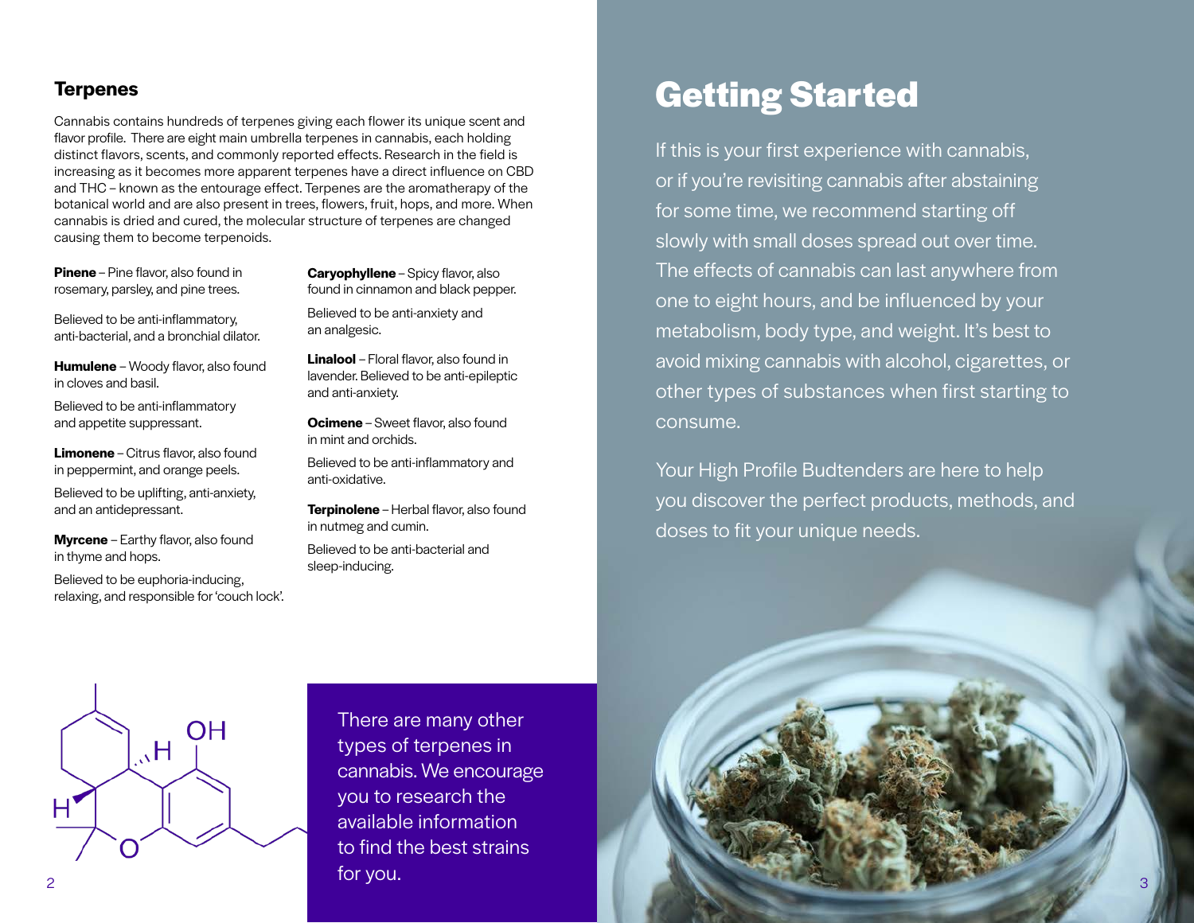## Terpenes

Cannabis contains hundreds of terpenes giving each flower its unique scent and flavor profile. There are eight main umbrella terpenes in cannabis, each holding distinct flavors, scents, and commonly reported effects. Research in the field is increasing as it becomes more apparent terpenes have a direct influence on CBD and THC – known as the entourage effect. Terpenes are the aromatherapy of the botanical world and are also present in trees, flowers, fruit, hops, and more. When cannabis is dried and cured, the molecular structure of terpenes are changed causing them to become terpenoids.

**Pinene** – Pine flavor, also found in rosemary, parsley, and pine trees.

Believed to be anti-inflammatory, anti-bacterial, and a bronchial dilator.

**Humulene** – Woody flavor, also found in cloves and basil.

Believed to be anti-inflammatory and appetite suppressant.

**Limonene** – Citrus flavor, also found in peppermint, and orange peels.

Believed to be uplifting, anti-anxiety, and an antidepressant.

**Myrcene** – Earthy flavor, also found in thyme and hops.

Believed to be euphoria-inducing, relaxing, and responsible for 'couch lock'.

**Caryophyllene** – Spicy flavor, also found in cinnamon and black pepper.

Believed to be anti-anxiety and an analgesic.

**Linalool** – Floral flavor, also found in lavender. Believed to be anti-epileptic and anti-anxiety.

**Ocimene** – Sweet flavor, also found in mint and orchids.

Believed to be anti-inflammatory and anti-oxidative.

**Terpinolene** – Herbal flavor, also found in nutmeg and cumin.

Believed to be anti-bacterial and sleep-inducing.

There are many other types of terpenes in cannabis. We encourage you to research the available information to find the best strains for you.

# Getting Started

If this is your first experience with cannabis, or if you're revisiting cannabis after abstaining for some time, we recommend starting off slowly with small doses spread out over time. The effects of cannabis can last anywhere from one to eight hours, and be influenced by your metabolism, body type, and weight. It's best to avoid mixing cannabis with alcohol, cigarettes, or other types of substances when first starting to consume.

Your High Profile Budtenders are here to help you discover the perfect products, methods, and doses to fit your unique needs.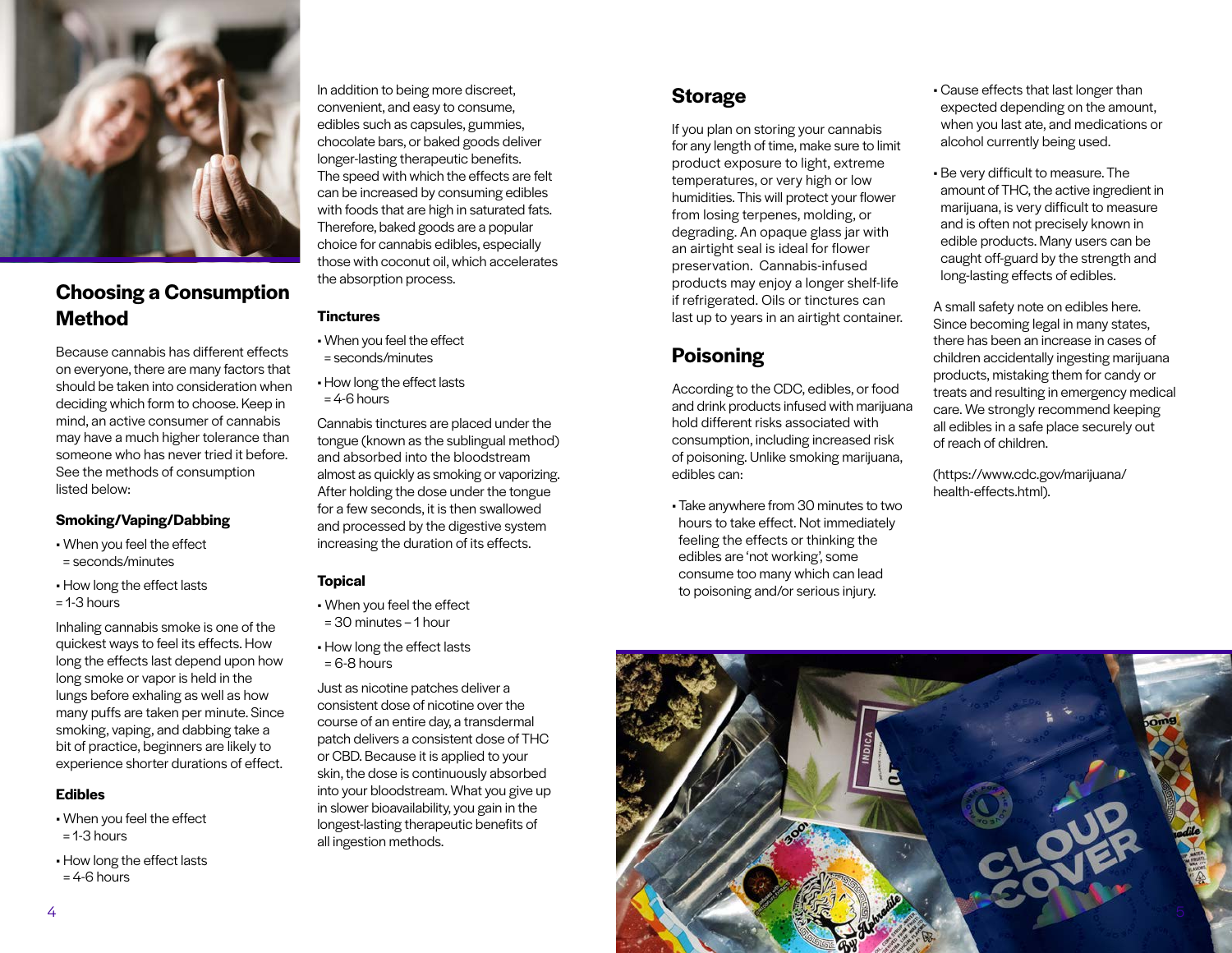## Choosing a Consumption Method

Because cannabis has different effects on everyone, there are many factors that should be taken into consideration when deciding which form to choose. Keep in mind, an active consumer of cannabis may have a much higher tolerance than someone who has never tried it before. See the methods of consumption listed below:

### Smoking/Vaping/Dabbing

- When you feel the effect = seconds/minutes
- How long the effect lasts = 1-3 hours

Inhaling cannabis smoke is one of the quickest ways to feel its effects. How long the effects last depend upon how long smoke or vapor is held in the lungs before exhaling as well as how many puffs are taken per minute. Since smoking, vaping, and dabbing take a bit of practice, beginners are likely to experience shorter durations of effect.

### Edibles

- When you feel the effect = 1-3 hours
- How long the effect lasts = 4-6 hours

In addition to being more discreet, convenient, and easy to consume, edibles such as capsules, gummies, chocolate bars, or baked goods deliver longer-lasting therapeutic benefits. The speed with which the effects are felt can be increased by consuming edibles with foods that are high in saturated fats. Therefore, baked goods are a popular choice for cannabis edibles, especially those with coconut oil, which accelerates the absorption process.

### Tinctures

- When you feel the effect = seconds/minutes
- How long the effect lasts = 4-6 hours

Cannabis tinctures are placed under the tongue (known as the sublingual method) and absorbed into the bloodstream almost as quickly as smoking or vaporizing. After holding the dose under the tongue for a few seconds, it is then swallowed and processed by the digestive system increasing the duration of its effects.

### Topical

- When you feel the effect = 30 minutes – 1 hour
- How long the effect lasts = 6-8 hours

Just as nicotine patches deliver a consistent dose of nicotine over the course of an entire day, a transdermal patch delivers a consistent dose of THC or CBD. Because it is applied to your skin, the dose is continuously absorbed into your bloodstream. What you give up in slower bioavailability, you gain in the longest-lasting therapeutic benefits of all ingestion methods.

## Storage

If you plan on storing your cannabis for any length of time, make sure to limit product exposure to light, extreme temperatures, or very high or low humidities. This will protect your flower from losing terpenes, molding, or degrading. An opaque glass jar with an airtight seal is ideal for flower preservation. Cannabis-infused products may enjoy a longer shelf-life if refrigerated. Oils or tinctures can last up to years in an airtight container.

## Poisoning

According to the CDC, edibles, or food and drink products infused with marijuana hold different risks associated with consumption, including increased risk of poisoning. Unlike smoking marijuana, edibles can:

- Take anywhere from 30 minutes to two hours to take effect. Not immediately feeling the effects or thinking the edibles are 'not working', some consume too many which can lead to poisoning and/or serious injury.
- Cause effects that last longer than expected depending on the amount, when you last ate, and medications or alcohol currently being used.
- Be very difficult to measure. The amount of THC, the active ingredient in marijuana, is very difficult to measure and is often not precisely known in edible products. Many users can be caught off-guard by the strength and long-lasting effects of edibles.

A small safety note on edibles here. Since becoming legal in many states, there has been an increase in cases of children accidentally ingesting marijuana products, mistaking them for candy or treats and resulting in emergency medical care. We strongly recommend keeping all edibles in a safe place securely out of reach of children.

(https://www.cdc.gov/marijuana/health-effects.html).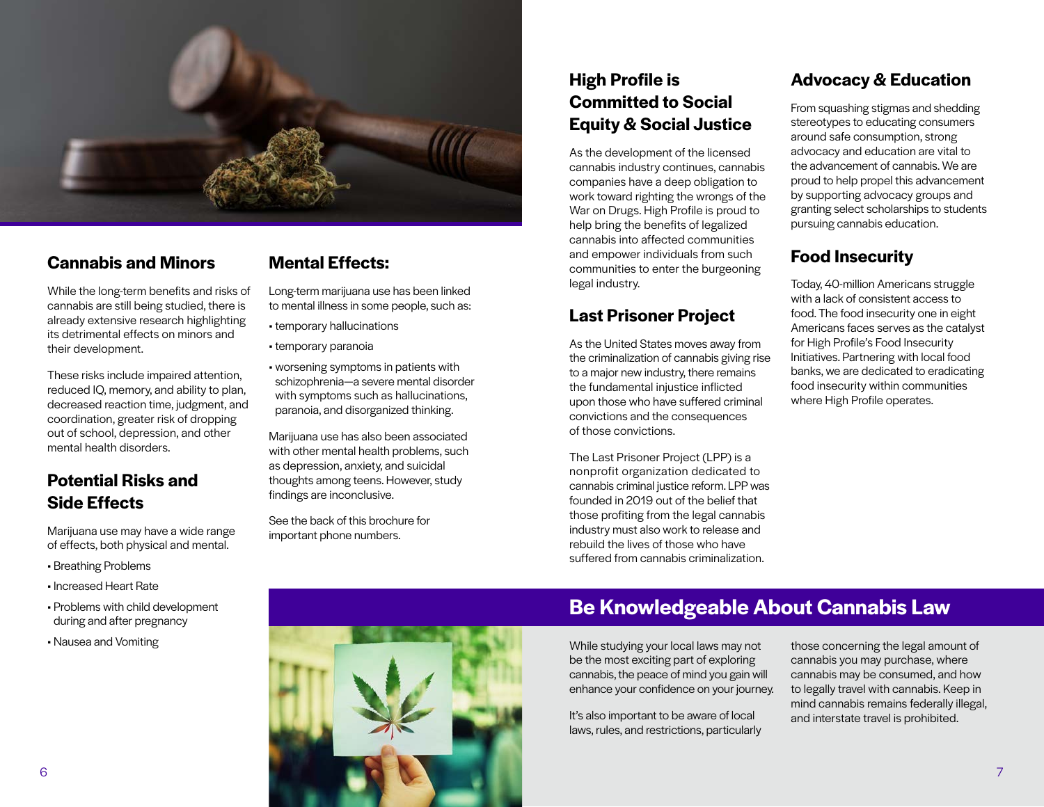## Cannabis and Minors

While the long-term benefits and risks of cannabis are still being studied, there is already extensive research highlighting its detrimental effects on minors and their development.

These risks include impaired attention, reduced IQ, memory, and ability to plan, decreased reaction time, judgment, and coordination, greater risk of dropping out of school, depression, and other mental health disorders.

## Potential Risks and Side Effects

Marijuana use may have a wide range of effects, both physical and mental.

- Breathing Problems
- Increased Heart Rate
- Problems with child development during and after pregnancy
- Nausea and Vomiting

## Mental Effects:

Long-term marijuana use has been linked to mental illness in some people, such as:

- temporary hallucinations
- temporary paranoia
- worsening symptoms in patients with schizophrenia—a severe mental disorder with symptoms such as hallucinations, paranoia, and disorganized thinking.

Marijuana use has also been associated with other mental health problems, such as depression, anxiety, and suicidal thoughts among teens. However, study findings are inconclusive.

See the back of this brochure for important phone numbers.

## High Profile is Committed to Social Equity & Social Justice

As the development of the licensed cannabis industry continues, cannabis companies have a deep obligation to work toward righting the wrongs of the War on Drugs. High Profile is proud to help bring the benefits of legalized cannabis into affected communities and empower individuals from such communities to enter the burgeoning legal industry.

## Last Prisoner Project

As the United States moves away from the criminalization of cannabis giving rise to a major new industry, there remains the fundamental injustice inflicted upon those who have suffered criminal convictions and the consequences of those convictions.

The Last Prisoner Project (LPP) is a nonprofit organization dedicated to cannabis criminal justice reform. LPP was founded in 2019 out of the belief that those profiting from the legal cannabis industry must also work to release and rebuild the lives of those who have suffered from cannabis criminalization.

## Advocacy & Education

From squashing stigmas and shedding stereotypes to educating consumers around safe consumption, strong advocacy and education are vital to the advancement of cannabis. We are proud to help propel this advancement by supporting advocacy groups and granting select scholarships to students pursuing cannabis education.

## Food Insecurity

Today, 40-million Americans struggle with a lack of consistent access to food. The food insecurity one in eight Americans faces serves as the catalyst for High Profile's Food Insecurity Initiatives. Partnering with local food banks, we are dedicated to eradicating food insecurity within communities where High Profile operates.

## Be Knowledgeable About Cannabis Law

While studying your local laws may not be the most exciting part of exploring cannabis, the peace of mind you gain will enhance your confidence on your journey.

It's also important to be aware of local laws, rules, and restrictions, particularly those concerning the legal amount of cannabis you may purchase, where cannabis may be consumed, and how to legally travel with cannabis. Keep in mind cannabis remains federally illegal, and interstate travel is prohibited.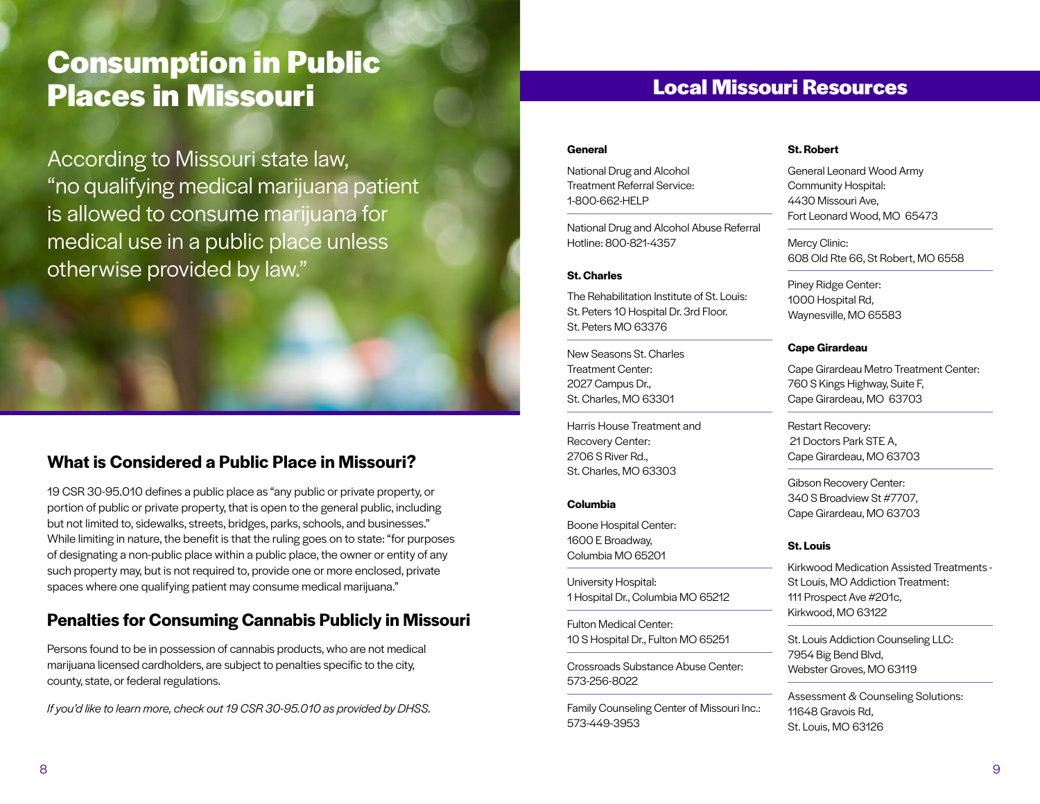# Consumption in Public Places in Missouri

According to Missouri state law, "no qualifying medical marijuana patient is allowed to consume marijuana for medical use in a public place unless otherwise provided by law."

## What is Considered a Public Place in Missouri?

19 CSR 30-95.010 defines a public place as "any public or private property, or portion of public or private property, that is open to the general public, including but not limited to, sidewalks, streets, bridges, parks, schools, and businesses." While limiting in nature, the benefit is that the ruling goes on to state: "for purposes of designating a non-public place within a public place, the owner or entity of any such property may, but is not required to, provide one or more enclosed, private spaces where one qualifying patient may consume medical marijuana."

## Penalties for Consuming Cannabis Publicly in Missouri

Persons found to be in possession of cannabis products, who are not medical marijuana licensed cardholders, are subject to penalties specific to the city, county, state, or federal regulations.

*If you'd like to learn more, check out 19 CSR 30-95.010 as provided by DHSS.*

# Local Missouri Resources

**General**

National Drug and Alcohol Treatment Referral Service: 1-800-662-HELP

National Drug and Alcohol Abuse Referral Hotline: 800-821-4357

**St. Charles**

The Rehabilitation Institute of St. Louis: St. Peters 10 Hospital Dr. 3rd Floor. St. Peters MO 63376

New Seasons St. Charles Treatment Center: 2027 Campus Dr., St. Charles, MO 63301

Harris House Treatment and Recovery Center: 2706 S River Rd., St. Charles, MO 63303

**Columbia**

Boone Hospital Center: 1600 E Broadway, Columbia MO 65201

University Hospital: 1 Hospital Dr., Columbia MO 65212

Fulton Medical Center: 10 S Hospital Dr., Fulton MO 65251

Crossroads Substance Abuse Center: 573-256-8022

Family Counseling Center of Missouri Inc.: 573-449-3953

**St. Robert**

General Leonard Wood Army Community Hospital: 4430 Missouri Ave, Fort Leonard Wood, MO 65473

Mercy Clinic: 608 Old Rte 66, St Robert, MO 6558

Piney Ridge Center: 1000 Hospital Rd, Waynesville, MO 65583

**Cape Girardeau**

Cape Girardeau Metro Treatment Center: 760 S Kings Highway, Suite F, Cape Girardeau, MO 63703

Restart Recovery: 21 Doctors Park STE A, Cape Girardeau, MO 63703

Gibson Recovery Center: 340 S Broadview St #7707, Cape Girardeau, MO 63703

**St. Louis**

Kirkwood Medication Assisted Treatments - St Louis, MO Addiction Treatment: 111 Prospect Ave #201c, Kirkwood, MO 63122

St. Louis Addiction Counseling LLC: 7954 Big Bend Blvd, Webster Groves, MO 63119

Assessment & Counseling Solutions: 11648 Gravois Rd, St. Louis, MO 63126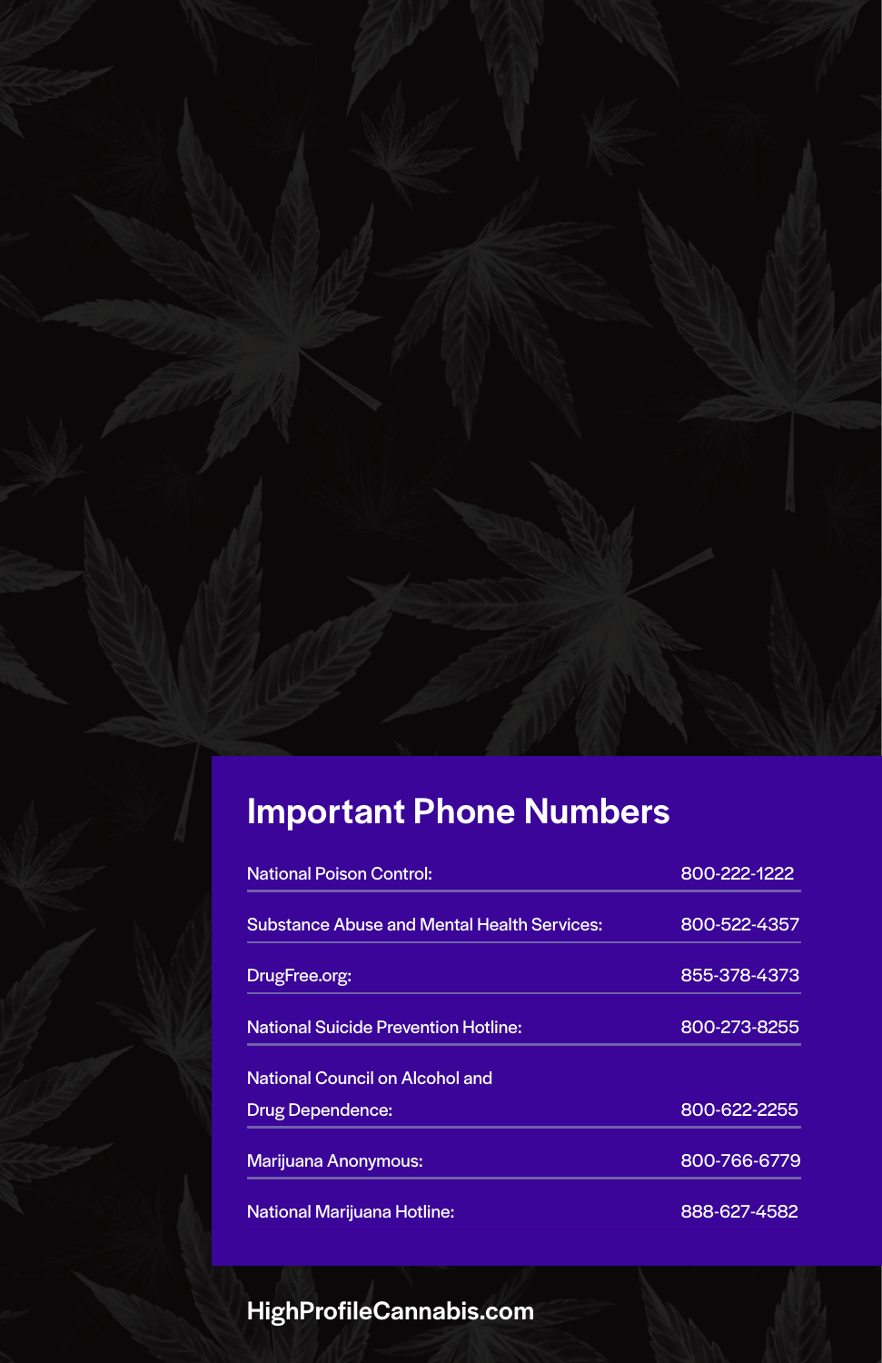# Important Phone Numbers

| | |
|---|---|
| National Poison Control: | 800-222-1222 |
| Substance Abuse and Mental Health Services: | 800-522-4357 |
| DrugFree.org: | 855-378-4373 |
| National Suicide Prevention Hotline: | 800-273-8255 |
| National Council on Alcohol and Drug Dependence: | 800-622-2255 |
| Marijuana Anonymous: | 800-766-6779 |
| National Marijuana Hotline: | 888-627-4582 |

**HighProfileCannabis.com**